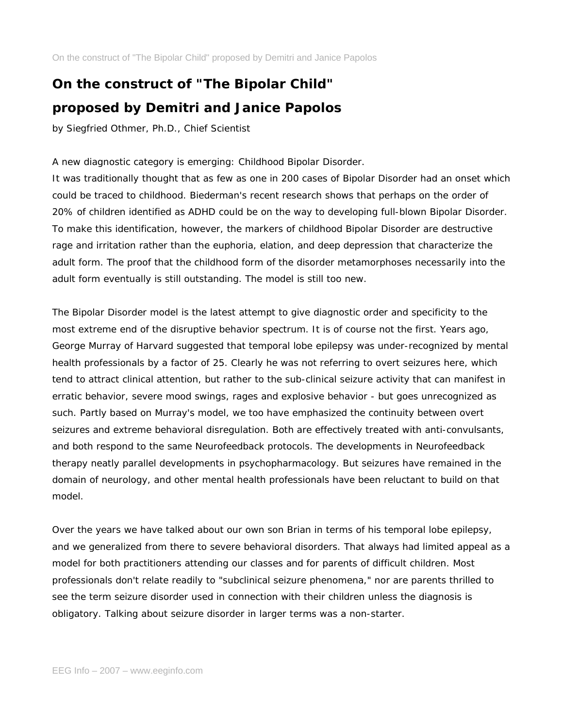# On the construct of "The Bipolar Child" proposed by Demitri and Janice Papolos

by Siegfried Othmer, Ph.D., Chief Scientist

A new diagnostic category is emerging: Childhood Bipolar Disorder.
It was traditionally thought that as few as one in 200 cases of Bipolar Disorder had an onset which could be traced to childhood. Biederman's recent research shows that perhaps on the order of 20% of children identified as ADHD could be on the way to developing full-blown Bipolar Disorder. To make this identification, however, the markers of childhood Bipolar Disorder are destructive rage and irritation rather than the euphoria, elation, and deep depression that characterize the adult form. The proof that the childhood form of the disorder metamorphoses necessarily into the adult form eventually is still outstanding. The model is still too new.

The Bipolar Disorder model is the latest attempt to give diagnostic order and specificity to the most extreme end of the disruptive behavior spectrum. It is of course not the first. Years ago, George Murray of Harvard suggested that temporal lobe epilepsy was under-recognized by mental health professionals by a factor of 25. Clearly he was not referring to overt seizures here, which tend to attract clinical attention, but rather to the sub-clinical seizure activity that can manifest in erratic behavior, severe mood swings, rages and explosive behavior - but goes unrecognized as such. Partly based on Murray's model, we too have emphasized the continuity between overt seizures and extreme behavioral disregulation. Both are effectively treated with anti-convulsants, and both respond to the same Neurofeedback protocols. The developments in Neurofeedback therapy neatly parallel developments in psychopharmacology. But seizures have remained in the domain of neurology, and other mental health professionals have been reluctant to build on that model.

Over the years we have talked about our own son Brian in terms of his temporal lobe epilepsy, and we generalized from there to severe behavioral disorders. That always had limited appeal as a model for both practitioners attending our classes and for parents of difficult children. Most professionals don't relate readily to "subclinical seizure phenomena," nor are parents thrilled to see the term seizure disorder used in connection with their children unless the diagnosis is obligatory. Talking about seizure disorder in larger terms was a non-starter.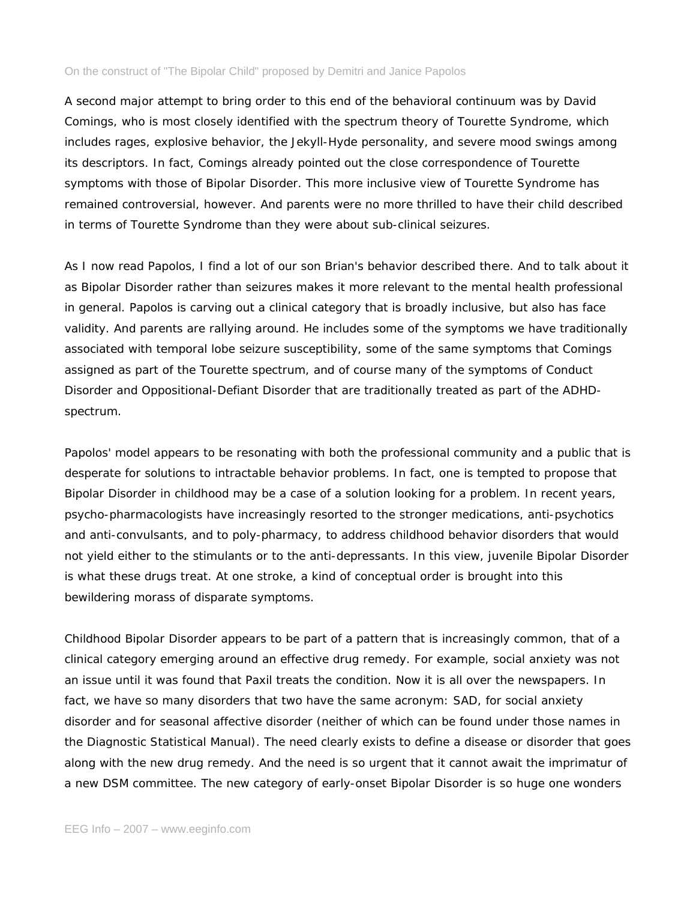A second major attempt to bring order to this end of the behavioral continuum was by David Comings, who is most closely identified with the spectrum theory of Tourette Syndrome, which includes rages, explosive behavior, the Jekyll-Hyde personality, and severe mood swings among its descriptors. In fact, Comings already pointed out the close correspondence of Tourette symptoms with those of Bipolar Disorder. This more inclusive view of Tourette Syndrome has remained controversial, however. And parents were no more thrilled to have their child described in terms of Tourette Syndrome than they were about sub-clinical seizures.

As I now read Papolos, I find a lot of our son Brian's behavior described there. And to talk about it as Bipolar Disorder rather than seizures makes it more relevant to the mental health professional in general. Papolos is carving out a clinical category that is broadly inclusive, but also has face validity. And parents are rallying around. He includes some of the symptoms we have traditionally associated with temporal lobe seizure susceptibility, some of the same symptoms that Comings assigned as part of the Tourette spectrum, and of course many of the symptoms of Conduct Disorder and Oppositional-Defiant Disorder that are traditionally treated as part of the ADHD-spectrum.

Papolos' model appears to be resonating with both the professional community and a public that is desperate for solutions to intractable behavior problems. In fact, one is tempted to propose that Bipolar Disorder in childhood may be a case of a solution looking for a problem. In recent years, psycho-pharmacologists have increasingly resorted to the stronger medications, anti-psychotics and anti-convulsants, and to poly-pharmacy, to address childhood behavior disorders that would not yield either to the stimulants or to the anti-depressants. In this view, juvenile Bipolar Disorder is what these drugs treat. At one stroke, a kind of conceptual order is brought into this bewildering morass of disparate symptoms.

Childhood Bipolar Disorder appears to be part of a pattern that is increasingly common, that of a clinical category emerging around an effective drug remedy. For example, social anxiety was not an issue until it was found that Paxil treats the condition. Now it is all over the newspapers. In fact, we have so many disorders that two have the same acronym: SAD, for social anxiety disorder and for seasonal affective disorder (neither of which can be found under those names in the Diagnostic Statistical Manual). The need clearly exists to define a disease or disorder that goes along with the new drug remedy. And the need is so urgent that it cannot await the imprimatur of a new DSM committee. The new category of early-onset Bipolar Disorder is so huge one wonders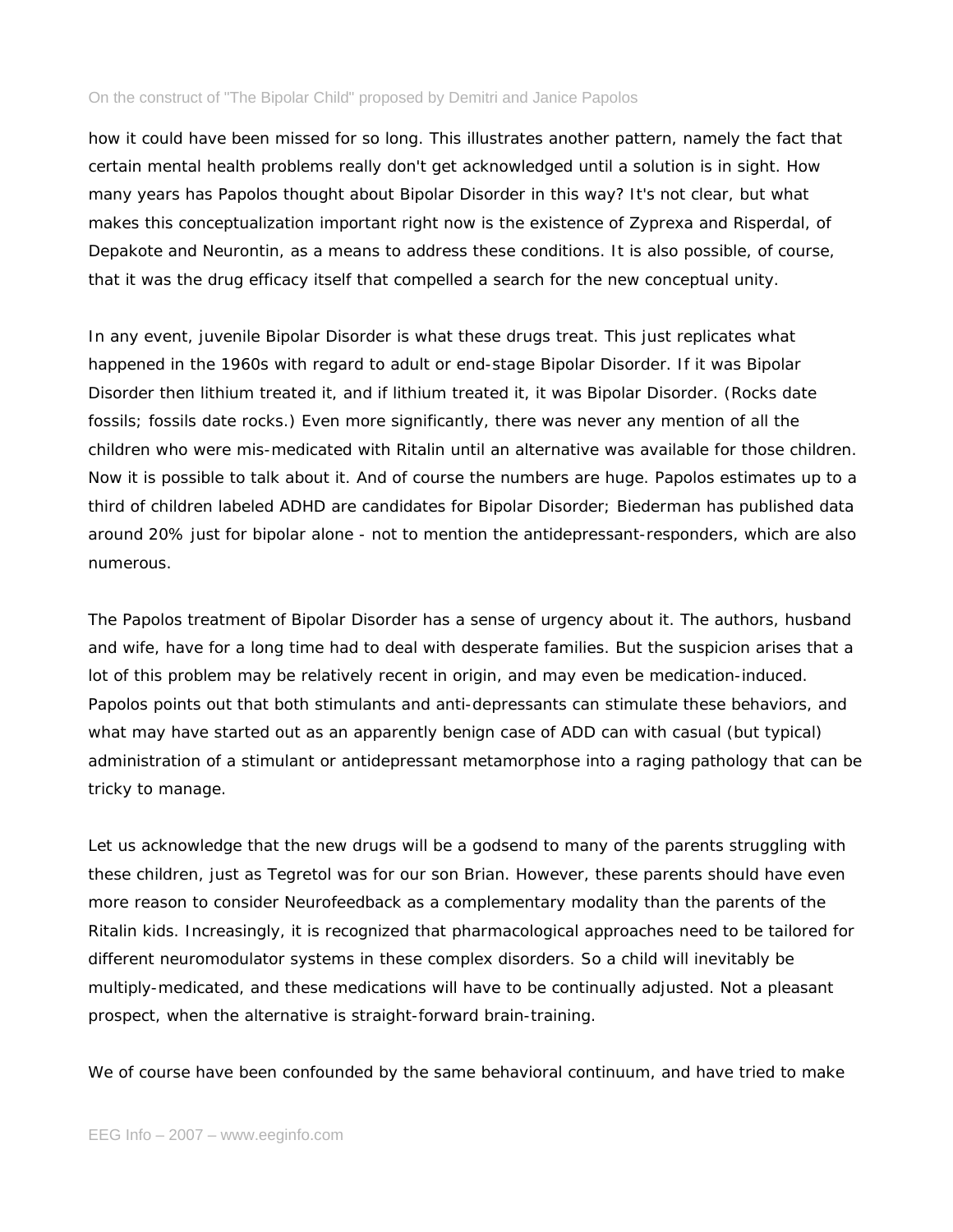how it could have been missed for so long. This illustrates another pattern, namely the fact that certain mental health problems really don't get acknowledged until a solution is in sight. How many years has Papolos thought about Bipolar Disorder in this way? It's not clear, but what makes this conceptualization important right now is the existence of Zyprexa and Risperdal, of Depakote and Neurontin, as a means to address these conditions. It is also possible, of course, that it was the drug efficacy itself that compelled a search for the new conceptual unity.

In any event, juvenile Bipolar Disorder is what these drugs treat. This just replicates what happened in the 1960s with regard to adult or end-stage Bipolar Disorder. If it was Bipolar Disorder then lithium treated it, and if lithium treated it, it was Bipolar Disorder. (Rocks date fossils; fossils date rocks.) Even more significantly, there was never any mention of all the children who were mis-medicated with Ritalin until an alternative was available for those children. Now it is possible to talk about it. And of course the numbers are huge. Papolos estimates up to a third of children labeled ADHD are candidates for Bipolar Disorder; Biederman has published data around 20% just for bipolar alone - not to mention the antidepressant-responders, which are also numerous.

The Papolos treatment of Bipolar Disorder has a sense of urgency about it. The authors, husband and wife, have for a long time had to deal with desperate families. But the suspicion arises that a lot of this problem may be relatively recent in origin, and may even be medication-induced. Papolos points out that both stimulants and anti-depressants can stimulate these behaviors, and what may have started out as an apparently benign case of ADD can with casual (but typical) administration of a stimulant or antidepressant metamorphose into a raging pathology that can be tricky to manage.

Let us acknowledge that the new drugs will be a godsend to many of the parents struggling with these children, just as Tegretol was for our son Brian. However, these parents should have even more reason to consider Neurofeedback as a complementary modality than the parents of the Ritalin kids. Increasingly, it is recognized that pharmacological approaches need to be tailored for different neuromodulator systems in these complex disorders. So a child will inevitably be multiply-medicated, and these medications will have to be continually adjusted. Not a pleasant prospect, when the alternative is straight-forward brain-training.

We of course have been confounded by the same behavioral continuum, and have tried to make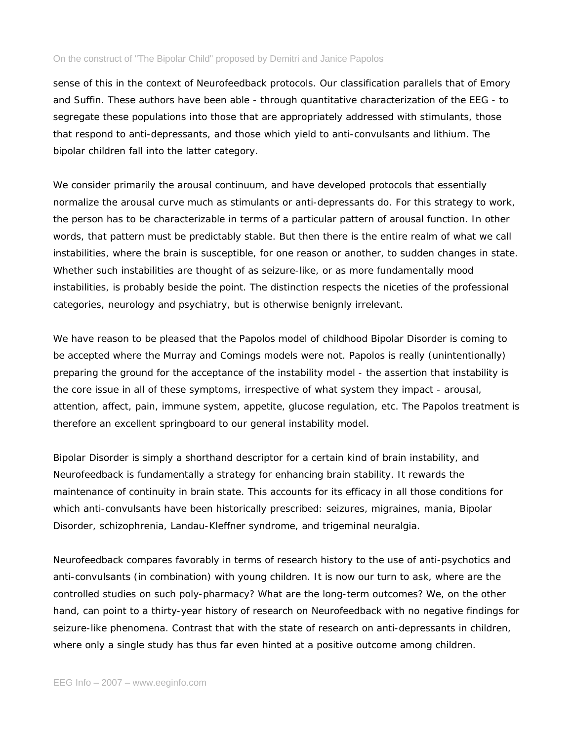sense of this in the context of Neurofeedback protocols. Our classification parallels that of Emory and Suffin. These authors have been able - through quantitative characterization of the EEG - to segregate these populations into those that are appropriately addressed with stimulants, those that respond to anti-depressants, and those which yield to anti-convulsants and lithium. The bipolar children fall into the latter category.

We consider primarily the arousal continuum, and have developed protocols that essentially normalize the arousal curve much as stimulants or anti-depressants do. For this strategy to work, the person has to be characterizable in terms of a particular pattern of arousal function. In other words, that pattern must be predictably stable. But then there is the entire realm of what we call instabilities, where the brain is susceptible, for one reason or another, to sudden changes in state. Whether such instabilities are thought of as seizure-like, or as more fundamentally mood instabilities, is probably beside the point. The distinction respects the niceties of the professional categories, neurology and psychiatry, but is otherwise benignly irrelevant.

We have reason to be pleased that the Papolos model of childhood Bipolar Disorder is coming to be accepted where the Murray and Comings models were not. Papolos is really (unintentionally) preparing the ground for the acceptance of the instability model - the assertion that instability is the core issue in all of these symptoms, irrespective of what system they impact - arousal, attention, affect, pain, immune system, appetite, glucose regulation, etc. The Papolos treatment is therefore an excellent springboard to our general instability model.

Bipolar Disorder is simply a shorthand descriptor for a certain kind of brain instability, and Neurofeedback is fundamentally a strategy for enhancing brain stability. It rewards the maintenance of continuity in brain state. This accounts for its efficacy in all those conditions for which anti-convulsants have been historically prescribed: seizures, migraines, mania, Bipolar Disorder, schizophrenia, Landau-Kleffner syndrome, and trigeminal neuralgia.

Neurofeedback compares favorably in terms of research history to the use of anti-psychotics and anti-convulsants (in combination) with young children. It is now our turn to ask, where are the controlled studies on such poly-pharmacy? What are the long-term outcomes? We, on the other hand, can point to a thirty-year history of research on Neurofeedback with no negative findings for seizure-like phenomena. Contrast that with the state of research on anti-depressants in children, where only a single study has thus far even hinted at a positive outcome among children.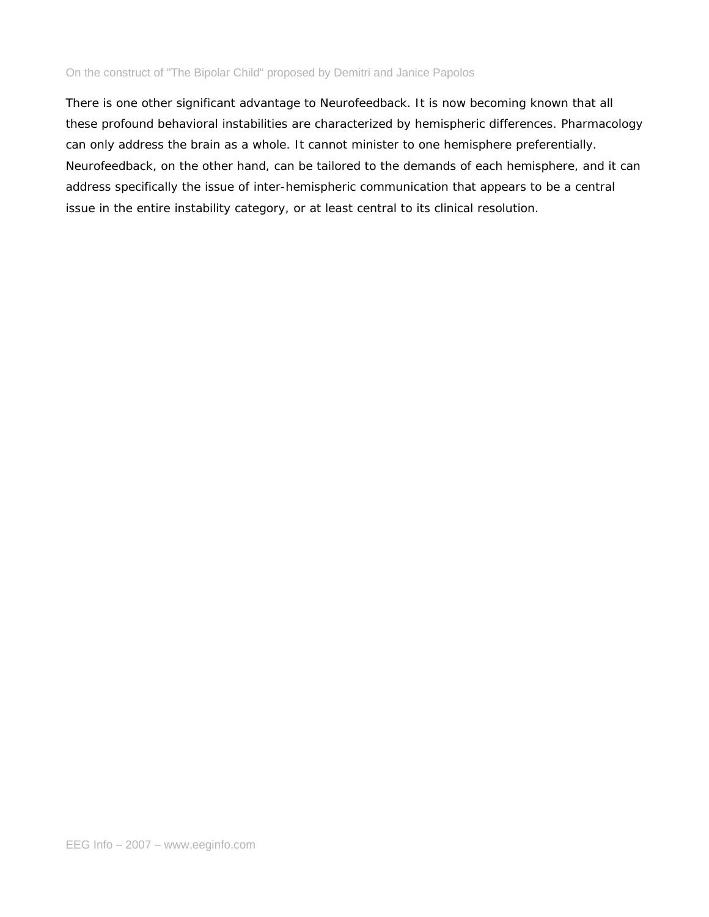There is one other significant advantage to Neurofeedback. It is now becoming known that all these profound behavioral instabilities are characterized by hemispheric differences. Pharmacology can only address the brain as a whole. It cannot minister to one hemisphere preferentially. Neurofeedback, on the other hand, can be tailored to the demands of each hemisphere, and it can address specifically the issue of inter-hemispheric communication that appears to be a central issue in the entire instability category, or at least central to its clinical resolution.